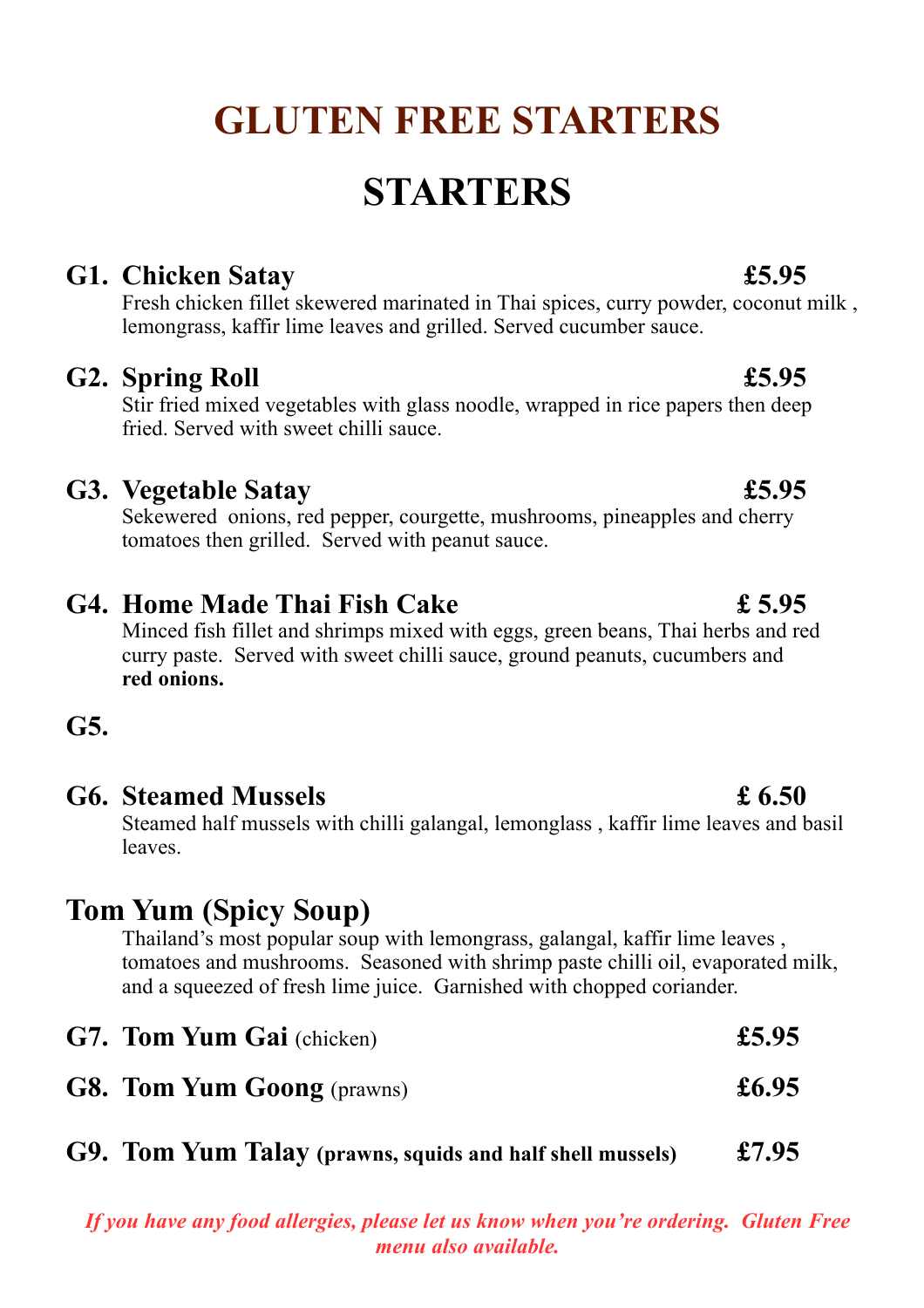# GLUTEN FREE STARTERS

# STARTERS

### G1. Chicken Satay £5.95

Fresh chicken fillet skewered marinated in Thai spices, curry powder, coconut milk , lemongrass, kaffir lime leaves and grilled. Served cucumber sauce.

### G2. Spring Roll £5.95

Stir fried mixed vegetables with glass noodle, wrapped in rice papers then deep fried. Served with sweet chilli sauce.

### G3. Vegetable Satay £5.95

Sekewered onions, red pepper, courgette, mushrooms, pineapples and cherry tomatoes then grilled. Served with peanut sauce.

### G4. Home Made Thai Fish Cake £ 5.95

Minced fish fillet and shrimps mixed with eggs, green beans, Thai herbs and red curry paste. Served with sweet chilli sauce, ground peanuts, cucumbers and **red onions.**

### G5.

### G6. Steamed Mussels £ 6.50

Steamed half mussels with chilli galangal, lemonglass , kaffir lime leaves and basil leaves.

## Tom Yum (Spicy Soup)

Thailand's most popular soup with lemongrass, galangal, kaffir lime leaves , tomatoes and mushrooms. Seasoned with shrimp paste chilli oil, evaporated milk, and a squeezed of fresh lime juice. Garnished with chopped coriander.

**G7. Tom Yum Gai** (chicken) **£5.95**

**G8. Tom Yum Goong** (prawns) **£6.95**

**G9. Tom Yum Talay (prawns, squids and half shell mussels) £7.95**

***If you have any food allergies, please let us know when you're ordering. Gluten Free menu also available.***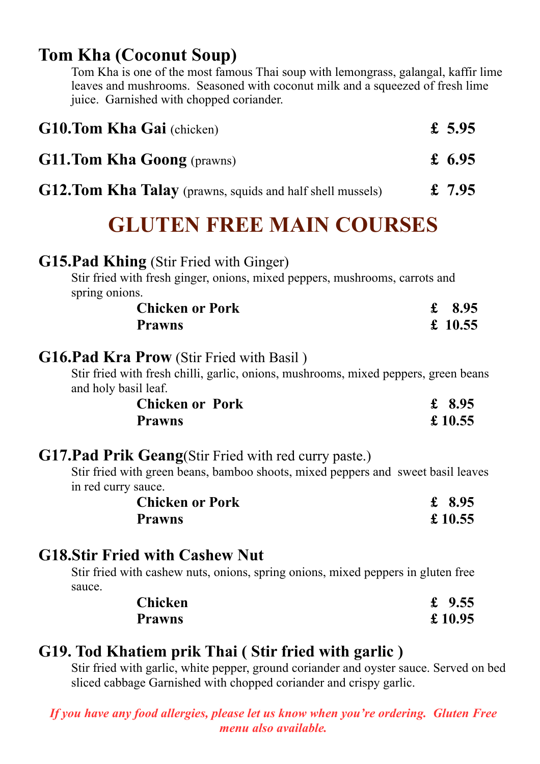## Tom Kha (Coconut Soup)

Tom Kha is one of the most famous Thai soup with lemongrass, galangal, kaffir lime leaves and mushrooms. Seasoned with coconut milk and a squeezed of fresh lime juice. Garnished with chopped coriander.

| | |
|---|---|
| **G10.Tom Kha Gai** (chicken) | **£ 5.95** |
| **G11.Tom Kha Goong** (prawns) | **£ 6.95** |
| **G12.Tom Kha Talay** (prawns, squids and half shell mussels) | **£ 7.95** |

# GLUTEN FREE MAIN COURSES

### G15.Pad Khing (Stir Fried with Ginger)

Stir fried with fresh ginger, onions, mixed peppers, mushrooms, carrots and spring onions.

| | |
|---|---|
| **Chicken or Pork** | **£ 8.95** |
| **Prawns** | **£ 10.55** |

### G16.Pad Kra Prow (Stir Fried with Basil )

Stir fried with fresh chilli, garlic, onions, mushrooms, mixed peppers, green beans and holy basil leaf.

| | |
|---|---|
| **Chicken or Pork** | **£ 8.95** |
| **Prawns** | **£ 10.55** |

### G17.Pad Prik Geang(Stir Fried with red curry paste.)

Stir fried with green beans, bamboo shoots, mixed peppers and sweet basil leaves in red curry sauce.

| | |
|---|---|
| **Chicken or Pork** | **£ 8.95** |
| **Prawns** | **£ 10.55** |

### G18.Stir Fried with Cashew Nut

Stir fried with cashew nuts, onions, spring onions, mixed peppers in gluten free sauce.

| | |
|---|---|
| **Chicken** | **£ 9.55** |
| **Prawns** | **£ 10.95** |

### G19. Tod Khatiem prik Thai ( Stir fried with garlic )

Stir fried with garlic, white pepper, ground coriander and oyster sauce. Served on bed sliced cabbage Garnished with chopped coriander and crispy garlic.

***If you have any food allergies, please let us know when you're ordering. Gluten Free menu also available.***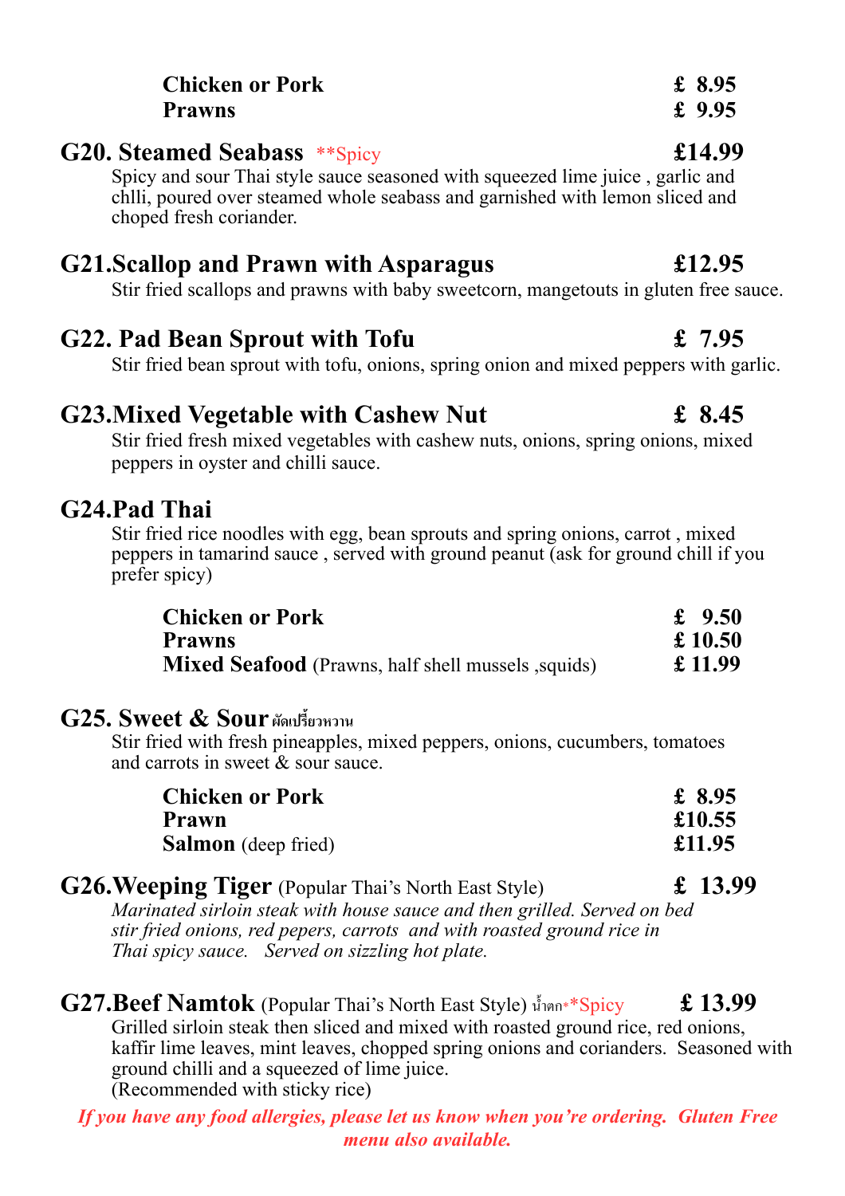| | |
|---|---|
| **Chicken or Pork** | **£ 8.95** |
| **Prawns** | **£ 9.95** |

## G20. Steamed Seabass **Spicy — £14.99

Spicy and sour Thai style sauce seasoned with squeezed lime juice , garlic and chlli, poured over steamed whole seabass and garnished with lemon sliced and choped fresh coriander.

## G21.Scallop and Prawn with Asparagus — £12.95

Stir fried scallops and prawns with baby sweetcorn, mangetouts in gluten free sauce.

## G22. Pad Bean Sprout with Tofu — £ 7.95

Stir fried bean sprout with tofu, onions, spring onion and mixed peppers with garlic.

## G23.Mixed Vegetable with Cashew Nut — £ 8.45

Stir fried fresh mixed vegetables with cashew nuts, onions, spring onions, mixed peppers in oyster and chilli sauce.

## G24.Pad Thai

Stir fried rice noodles with egg, bean sprouts and spring onions, carrot , mixed peppers in tamarind sauce , served with ground peanut (ask for ground chill if you prefer spicy)

| | |
|---|---|
| **Chicken or Pork** | **£ 9.50** |
| **Prawns** | **£ 10.50** |
| **Mixed Seafood** (Prawns, half shell mussels ,squids) | **£ 11.99** |

## G25. Sweet & Sour ผัดเปรี้ยวหวาน

Stir fried with fresh pineapples, mixed peppers, onions, cucumbers, tomatoes and carrots in sweet & sour sauce.

| | |
|---|---|
| **Chicken or Pork** | **£ 8.95** |
| **Prawn** | **£10.55** |
| **Salmon** (deep fried) | **£11.95** |

## G26.Weeping Tiger (Popular Thai's North East Style) — £ 13.99

*Marinated sirloin steak with house sauce and then grilled. Served on bed stir fried onions, red pepers, carrots and with roasted ground rice in Thai spicy sauce. Served on sizzling hot plate.*

## G27.Beef Namtok (Popular Thai's North East Style) น้ำตก**Spicy — £ 13.99

Grilled sirloin steak then sliced and mixed with roasted ground rice, red onions, kaffir lime leaves, mint leaves, chopped spring onions and corianders. Seasoned with ground chilli and a squeezed of lime juice.
(Recommended with sticky rice)

***If you have any food allergies, please let us know when you're ordering. Gluten Free menu also available.***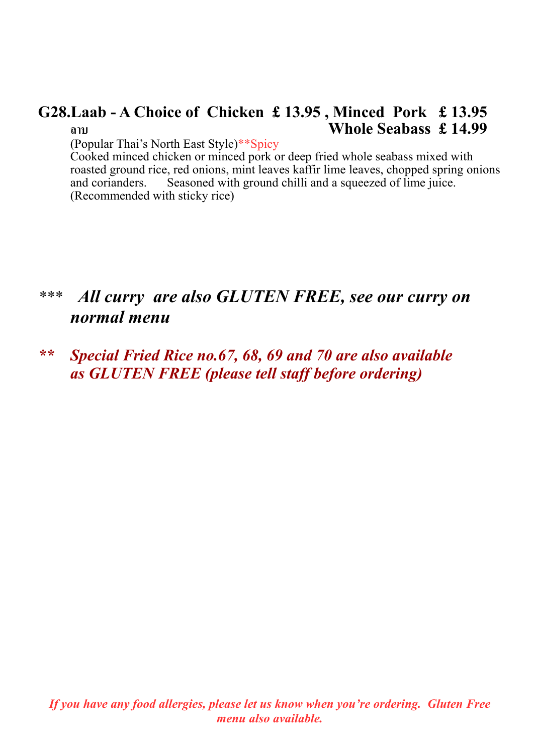**G28.Laab - A Choice of Chicken £ 13.95 , Minced Pork £ 13.95**
ลาบ **Whole Seabass £ 14.99**

(Popular Thai's North East Style)**Spicy
Cooked minced chicken or minced pork or deep fried whole seabass mixed with roasted ground rice, red onions, mint leaves kaffir lime leaves, chopped spring onions and corianders. Seasoned with ground chilli and a squeezed of lime juice.
(Recommended with sticky rice)

*** ***All curry are also GLUTEN FREE, see our curry on normal menu***

** ***Special Fried Rice no.67, 68, 69 and 70 are also available as GLUTEN FREE (please tell staff before ordering)***

***If you have any food allergies, please let us know when you're ordering. Gluten Free menu also available.***